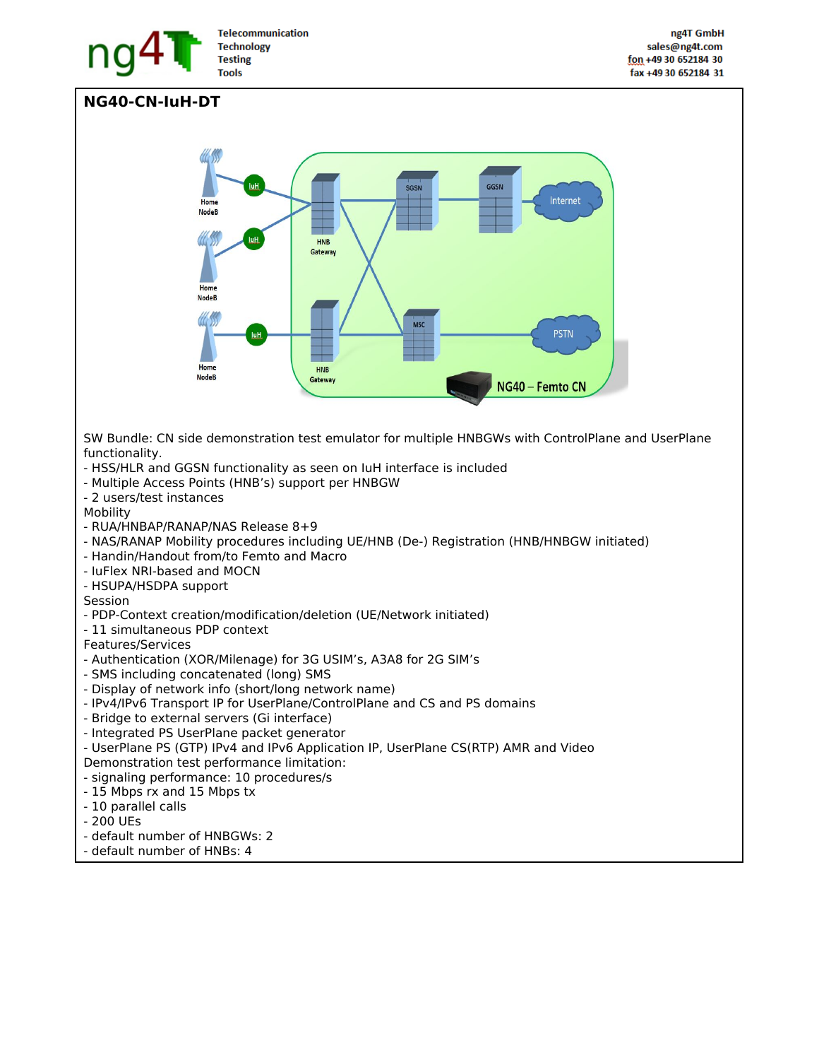# NG40-CN-IuH-DT

SW Bundle: CN side demonstration test emulator for multiple HNBGWs with ControlPlane and UserPlane functionality.
- HSS/HLR and GGSN functionality as seen on IuH interface is included
- Multiple Access Points (HNB's) support per HNBGW
- 2 users/test instances

Mobility
- RUA/HNBAP/RANAP/NAS Release 8+9
- NAS/RANAP Mobility procedures including UE/HNB (De-) Registration (HNB/HNBGW initiated)
- Handin/Handout from/to Femto and Macro
- IuFlex NRI-based and MOCN
- HSUPA/HSDPA support

Session
- PDP-Context creation/modification/deletion (UE/Network initiated)
- 11 simultaneous PDP context

Features/Services
- Authentication (XOR/Milenage) for 3G USIM's, A3A8 for 2G SIM's
- SMS including concatenated (long) SMS
- Display of network info (short/long network name)
- IPv4/IPv6 Transport IP for UserPlane/ControlPlane and CS and PS domains
- Bridge to external servers (Gi interface)
- Integrated PS UserPlane packet generator
- UserPlane PS (GTP) IPv4 and IPv6 Application IP, UserPlane CS(RTP) AMR and Video

Demonstration test performance limitation:
- signaling performance: 10 procedures/s
- 15 Mbps rx and 15 Mbps tx
- 10 parallel calls
- 200 UEs
- default number of HNBGWs: 2
- default number of HNBs: 4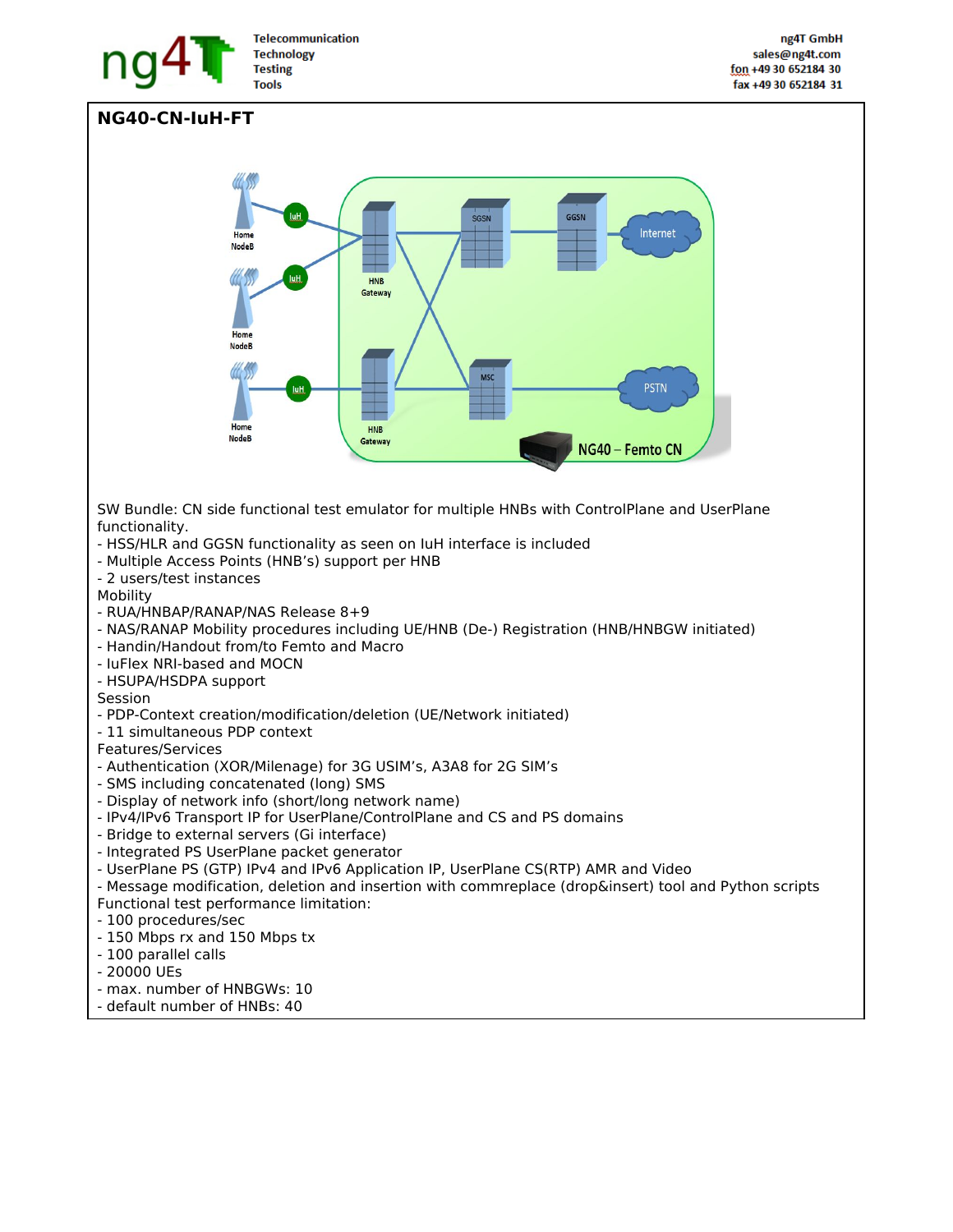## NG40-CN-IuH-FT

SW Bundle: CN side functional test emulator for multiple HNBs with ControlPlane and UserPlane functionality.

- HSS/HLR and GGSN functionality as seen on IuH interface is included
- Multiple Access Points (HNB's) support per HNB
- 2 users/test instances

Mobility

- RUA/HNBAP/RANAP/NAS Release 8+9
- NAS/RANAP Mobility procedures including UE/HNB (De-) Registration (HNB/HNBGW initiated)
- Handin/Handout from/to Femto and Macro
- IuFlex NRI-based and MOCN
- HSUPA/HSDPA support

Session

- PDP-Context creation/modification/deletion (UE/Network initiated)
- 11 simultaneous PDP context

Features/Services

- Authentication (XOR/Milenage) for 3G USIM's, A3A8 for 2G SIM's
- SMS including concatenated (long) SMS
- Display of network info (short/long network name)
- IPv4/IPv6 Transport IP for UserPlane/ControlPlane and CS and PS domains
- Bridge to external servers (Gi interface)
- Integrated PS UserPlane packet generator
- UserPlane PS (GTP) IPv4 and IPv6 Application IP, UserPlane CS(RTP) AMR and Video
- Message modification, deletion and insertion with commreplace (drop&insert) tool and Python scripts

Functional test performance limitation:

- 100 procedures/sec
- 150 Mbps rx and 150 Mbps tx
- 100 parallel calls
- 20000 UEs
- max. number of HNBGWs: 10
- default number of HNBs: 40